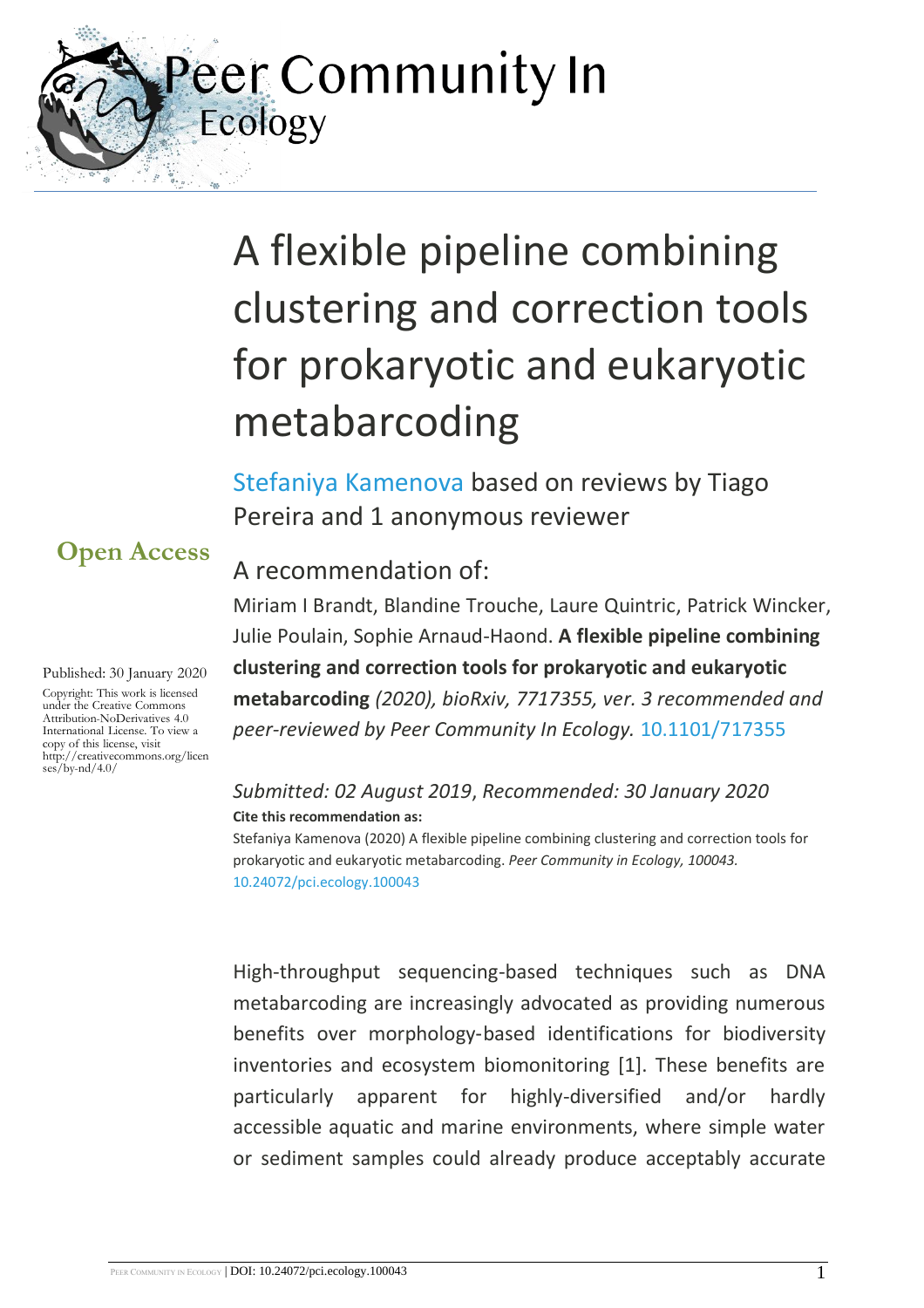Peer Community In Ecology

# A flexible pipeline combining clustering and correction tools for prokaryotic and eukaryotic metabarcoding

Stefaniya Kamenova based on reviews by Tiago Pereira and 1 anonymous reviewer

**Open Access**

Published: 30 January 2020

Copyright: This work is licensed under the Creative Commons Attribution-NoDerivatives 4.0 International License. To view a copy of this license, visit http://creativecommons.org/licenses/by-nd/4.0/

## A recommendation of:

Miriam I Brandt, Blandine Trouche, Laure Quintric, Patrick Wincker, Julie Poulain, Sophie Arnaud-Haond. **A flexible pipeline combining clustering and correction tools for prokaryotic and eukaryotic metabarcoding** *(2020), bioRxiv, 7717355, ver. 3 recommended and peer-reviewed by Peer Community In Ecology.* 10.1101/717355

*Submitted: 02 August 2019*, *Recommended: 30 January 2020*

**Cite this recommendation as:**

Stefaniya Kamenova (2020) A flexible pipeline combining clustering and correction tools for prokaryotic and eukaryotic metabarcoding. *Peer Community in Ecology, 100043.* 10.24072/pci.ecology.100043

High-throughput sequencing-based techniques such as DNA metabarcoding are increasingly advocated as providing numerous benefits over morphology-based identifications for biodiversity inventories and ecosystem biomonitoring [1]. These benefits are particularly apparent for highly-diversified and/or hardly accessible aquatic and marine environments, where simple water or sediment samples could already produce acceptably accurate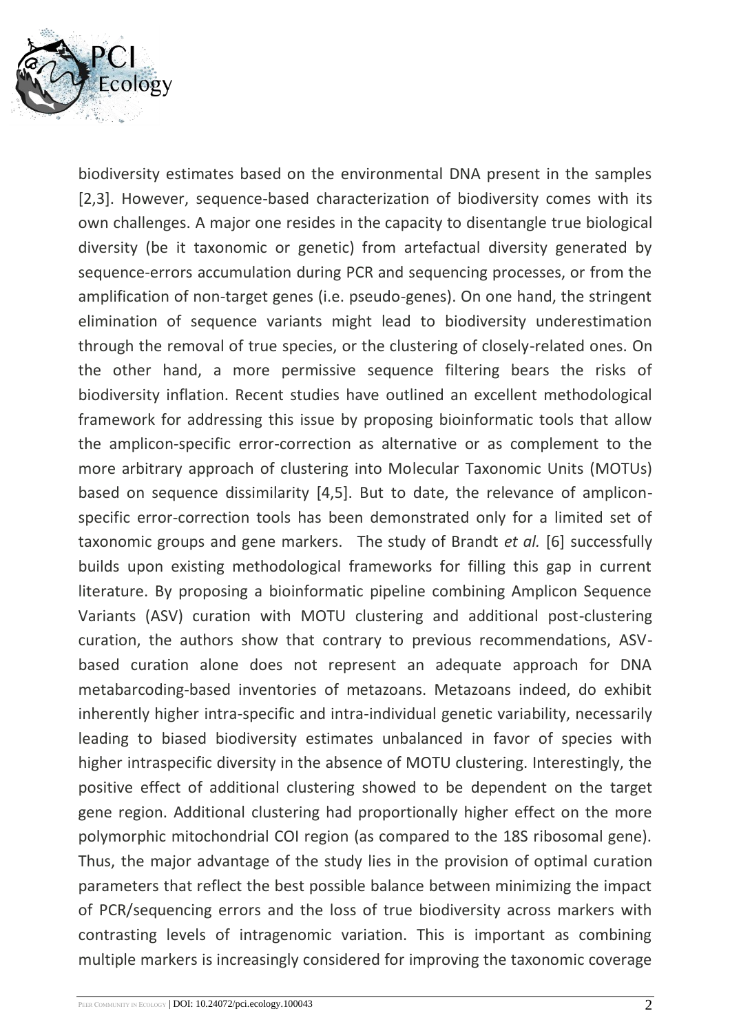biodiversity estimates based on the environmental DNA present in the samples [2,3]. However, sequence-based characterization of biodiversity comes with its own challenges. A major one resides in the capacity to disentangle true biological diversity (be it taxonomic or genetic) from artefactual diversity generated by sequence-errors accumulation during PCR and sequencing processes, or from the amplification of non-target genes (i.e. pseudo-genes). On one hand, the stringent elimination of sequence variants might lead to biodiversity underestimation through the removal of true species, or the clustering of closely-related ones. On the other hand, a more permissive sequence filtering bears the risks of biodiversity inflation. Recent studies have outlined an excellent methodological framework for addressing this issue by proposing bioinformatic tools that allow the amplicon-specific error-correction as alternative or as complement to the more arbitrary approach of clustering into Molecular Taxonomic Units (MOTUs) based on sequence dissimilarity [4,5]. But to date, the relevance of amplicon-specific error-correction tools has been demonstrated only for a limited set of taxonomic groups and gene markers. The study of Brandt *et al.* [6] successfully builds upon existing methodological frameworks for filling this gap in current literature. By proposing a bioinformatic pipeline combining Amplicon Sequence Variants (ASV) curation with MOTU clustering and additional post-clustering curation, the authors show that contrary to previous recommendations, ASV-based curation alone does not represent an adequate approach for DNA metabarcoding-based inventories of metazoans. Metazoans indeed, do exhibit inherently higher intra-specific and intra-individual genetic variability, necessarily leading to biased biodiversity estimates unbalanced in favor of species with higher intraspecific diversity in the absence of MOTU clustering. Interestingly, the positive effect of additional clustering showed to be dependent on the target gene region. Additional clustering had proportionally higher effect on the more polymorphic mitochondrial COI region (as compared to the 18S ribosomal gene). Thus, the major advantage of the study lies in the provision of optimal curation parameters that reflect the best possible balance between minimizing the impact of PCR/sequencing errors and the loss of true biodiversity across markers with contrasting levels of intragenomic variation. This is important as combining multiple markers is increasingly considered for improving the taxonomic coverage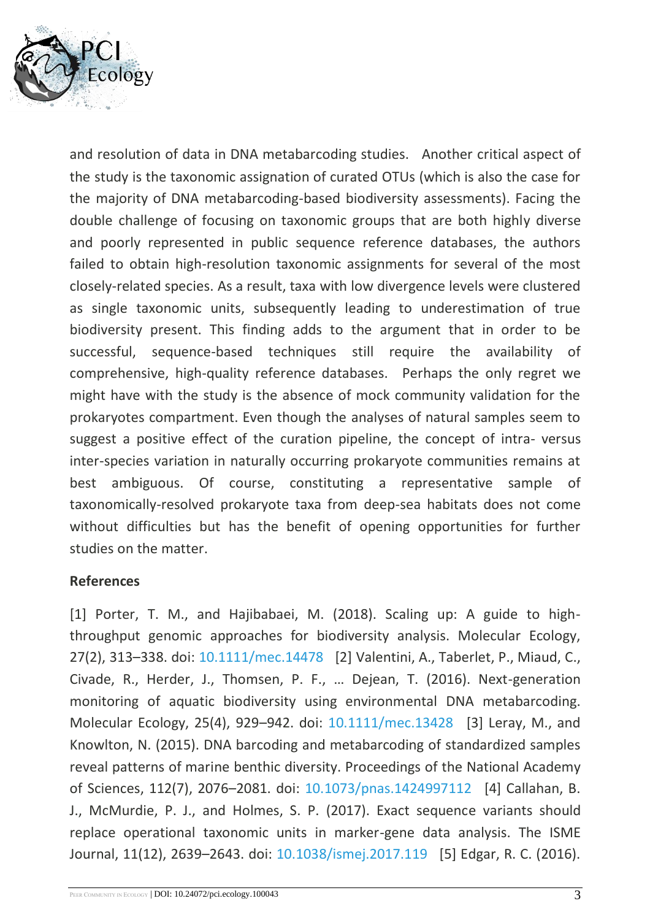and resolution of data in DNA metabarcoding studies. Another critical aspect of the study is the taxonomic assignation of curated OTUs (which is also the case for the majority of DNA metabarcoding-based biodiversity assessments). Facing the double challenge of focusing on taxonomic groups that are both highly diverse and poorly represented in public sequence reference databases, the authors failed to obtain high-resolution taxonomic assignments for several of the most closely-related species. As a result, taxa with low divergence levels were clustered as single taxonomic units, subsequently leading to underestimation of true biodiversity present. This finding adds to the argument that in order to be successful, sequence-based techniques still require the availability of comprehensive, high-quality reference databases. Perhaps the only regret we might have with the study is the absence of mock community validation for the prokaryotes compartment. Even though the analyses of natural samples seem to suggest a positive effect of the curation pipeline, the concept of intra- versus inter-species variation in naturally occurring prokaryote communities remains at best ambiguous. Of course, constituting a representative sample of taxonomically-resolved prokaryote taxa from deep-sea habitats does not come without difficulties but has the benefit of opening opportunities for further studies on the matter.

**References**

[1] Porter, T. M., and Hajibabaei, M. (2018). Scaling up: A guide to high-throughput genomic approaches for biodiversity analysis. Molecular Ecology, 27(2), 313–338. doi: 10.1111/mec.14478 [2] Valentini, A., Taberlet, P., Miaud, C., Civade, R., Herder, J., Thomsen, P. F., … Dejean, T. (2016). Next-generation monitoring of aquatic biodiversity using environmental DNA metabarcoding. Molecular Ecology, 25(4), 929–942. doi: 10.1111/mec.13428 [3] Leray, M., and Knowlton, N. (2015). DNA barcoding and metabarcoding of standardized samples reveal patterns of marine benthic diversity. Proceedings of the National Academy of Sciences, 112(7), 2076–2081. doi: 10.1073/pnas.1424997112 [4] Callahan, B. J., McMurdie, P. J., and Holmes, S. P. (2017). Exact sequence variants should replace operational taxonomic units in marker-gene data analysis. The ISME Journal, 11(12), 2639–2643. doi: 10.1038/ismej.2017.119 [5] Edgar, R. C. (2016).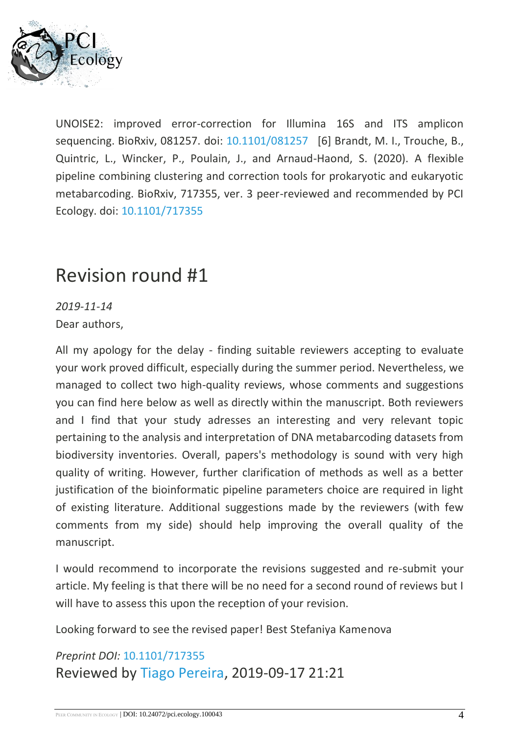UNOISE2: improved error-correction for Illumina 16S and ITS amplicon sequencing. BioRxiv, 081257. doi: 10.1101/081257 [6] Brandt, M. I., Trouche, B., Quintric, L., Wincker, P., Poulain, J., and Arnaud-Haond, S. (2020). A flexible pipeline combining clustering and correction tools for prokaryotic and eukaryotic metabarcoding. BioRxiv, 717355, ver. 3 peer-reviewed and recommended by PCI Ecology. doi: 10.1101/717355

# Revision round #1

*2019-11-14*

Dear authors,

All my apology for the delay - finding suitable reviewers accepting to evaluate your work proved difficult, especially during the summer period. Nevertheless, we managed to collect two high-quality reviews, whose comments and suggestions you can find here below as well as directly within the manuscript. Both reviewers and I find that your study adresses an interesting and very relevant topic pertaining to the analysis and interpretation of DNA metabarcoding datasets from biodiversity inventories. Overall, papers's methodology is sound with very high quality of writing. However, further clarification of methods as well as a better justification of the bioinformatic pipeline parameters choice are required in light of existing literature. Additional suggestions made by the reviewers (with few comments from my side) should help improving the overall quality of the manuscript.

I would recommend to incorporate the revisions suggested and re-submit your article. My feeling is that there will be no need for a second round of reviews but I will have to assess this upon the reception of your revision.

Looking forward to see the revised paper! Best Stefaniya Kamenova

*Preprint DOI:* 10.1101/717355

Reviewed by Tiago Pereira, 2019-09-17 21:21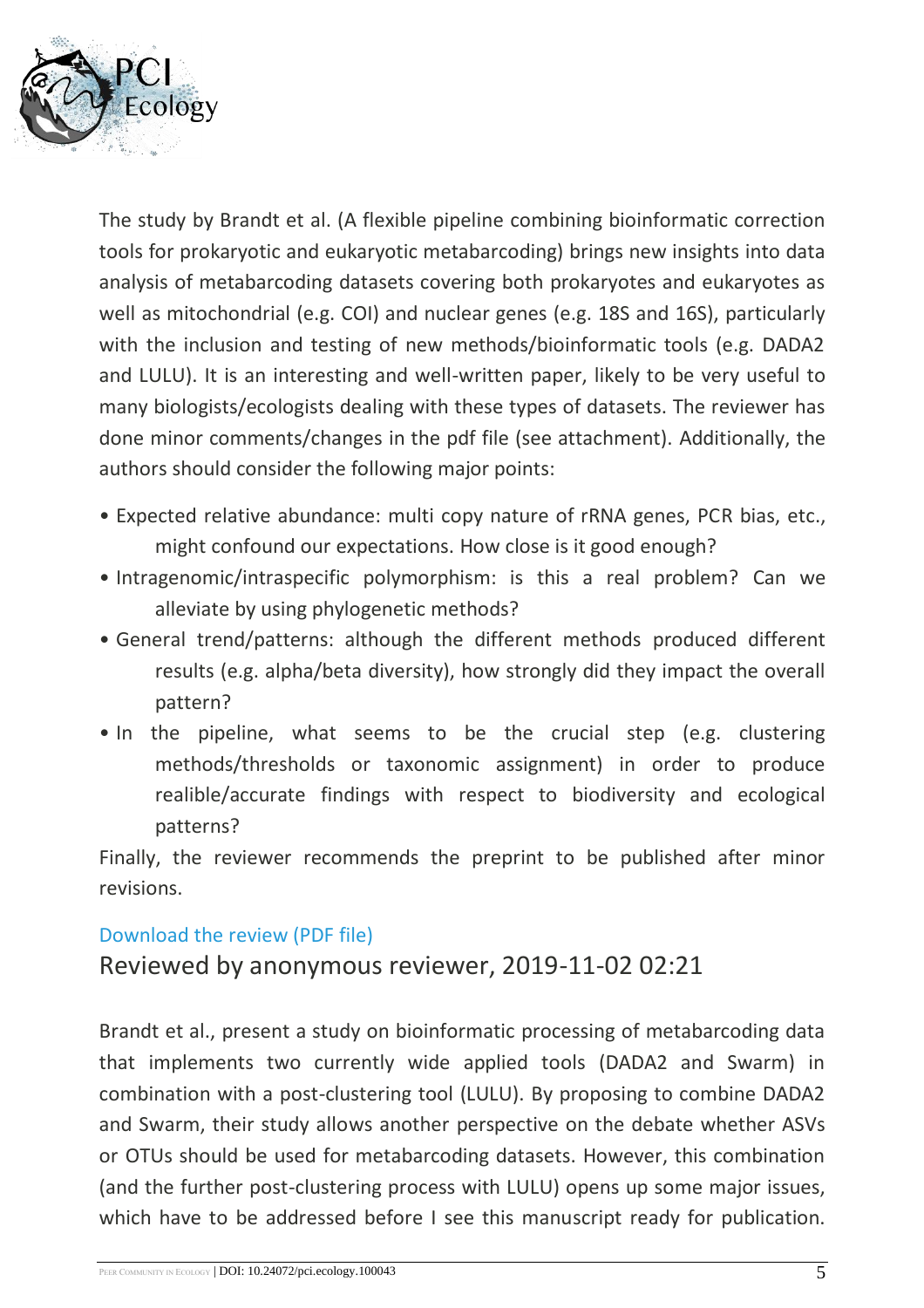The study by Brandt et al. (A flexible pipeline combining bioinformatic correction tools for prokaryotic and eukaryotic metabarcoding) brings new insights into data analysis of metabarcoding datasets covering both prokaryotes and eukaryotes as well as mitochondrial (e.g. COI) and nuclear genes (e.g. 18S and 16S), particularly with the inclusion and testing of new methods/bioinformatic tools (e.g. DADA2 and LULU). It is an interesting and well-written paper, likely to be very useful to many biologists/ecologists dealing with these types of datasets. The reviewer has done minor comments/changes in the pdf file (see attachment). Additionally, the authors should consider the following major points:

- Expected relative abundance: multi copy nature of rRNA genes, PCR bias, etc., might confound our expectations. How close is it good enough?
- Intragenomic/intraspecific polymorphism: is this a real problem? Can we alleviate by using phylogenetic methods?
- General trend/patterns: although the different methods produced different results (e.g. alpha/beta diversity), how strongly did they impact the overall pattern?
- In the pipeline, what seems to be the crucial step (e.g. clustering methods/thresholds or taxonomic assignment) in order to produce realible/accurate findings with respect to biodiversity and ecological patterns?

Finally, the reviewer recommends the preprint to be published after minor revisions.

Download the review (PDF file)

## Reviewed by anonymous reviewer, 2019-11-02 02:21

Brandt et al., present a study on bioinformatic processing of metabarcoding data that implements two currently wide applied tools (DADA2 and Swarm) in combination with a post-clustering tool (LULU). By proposing to combine DADA2 and Swarm, their study allows another perspective on the debate whether ASVs or OTUs should be used for metabarcoding datasets. However, this combination (and the further post-clustering process with LULU) opens up some major issues, which have to be addressed before I see this manuscript ready for publication.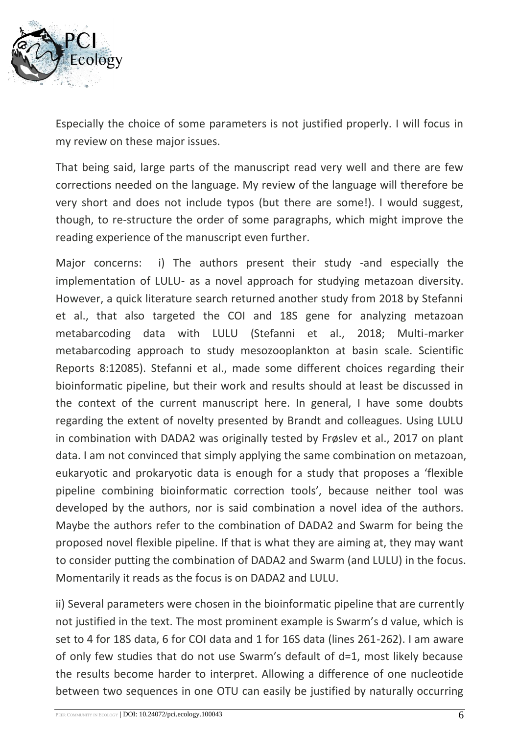Especially the choice of some parameters is not justified properly. I will focus in my review on these major issues.

That being said, large parts of the manuscript read very well and there are few corrections needed on the language. My review of the language will therefore be very short and does not include typos (but there are some!). I would suggest, though, to re-structure the order of some paragraphs, which might improve the reading experience of the manuscript even further.

Major concerns: i) The authors present their study -and especially the implementation of LULU- as a novel approach for studying metazoan diversity. However, a quick literature search returned another study from 2018 by Stefanni et al., that also targeted the COI and 18S gene for analyzing metazoan metabarcoding data with LULU (Stefanni et al., 2018; Multi-marker metabarcoding approach to study mesozooplankton at basin scale. Scientific Reports 8:12085). Stefanni et al., made some different choices regarding their bioinformatic pipeline, but their work and results should at least be discussed in the context of the current manuscript here. In general, I have some doubts regarding the extent of novelty presented by Brandt and colleagues. Using LULU in combination with DADA2 was originally tested by Frøslev et al., 2017 on plant data. I am not convinced that simply applying the same combination on metazoan, eukaryotic and prokaryotic data is enough for a study that proposes a 'flexible pipeline combining bioinformatic correction tools', because neither tool was developed by the authors, nor is said combination a novel idea of the authors. Maybe the authors refer to the combination of DADA2 and Swarm for being the proposed novel flexible pipeline. If that is what they are aiming at, they may want to consider putting the combination of DADA2 and Swarm (and LULU) in the focus. Momentarily it reads as the focus is on DADA2 and LULU.

ii) Several parameters were chosen in the bioinformatic pipeline that are currently not justified in the text. The most prominent example is Swarm's d value, which is set to 4 for 18S data, 6 for COI data and 1 for 16S data (lines 261-262). I am aware of only few studies that do not use Swarm's default of d=1, most likely because the results become harder to interpret. Allowing a difference of one nucleotide between two sequences in one OTU can easily be justified by naturally occurring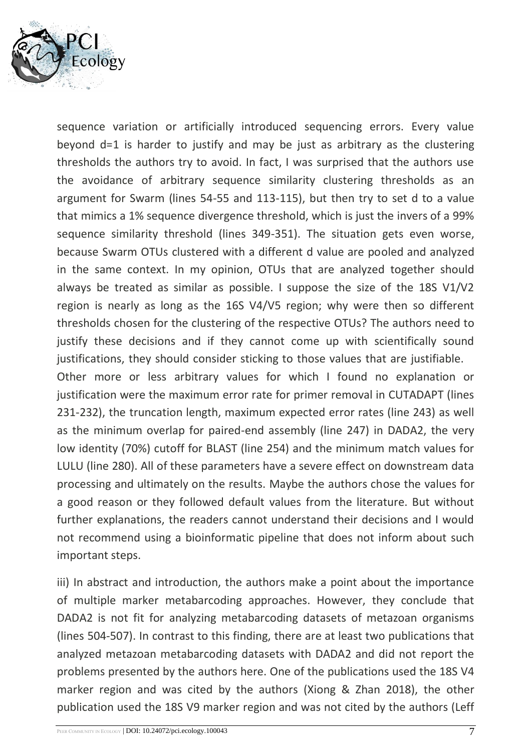sequence variation or artificially introduced sequencing errors. Every value beyond d=1 is harder to justify and may be just as arbitrary as the clustering thresholds the authors try to avoid. In fact, I was surprised that the authors use the avoidance of arbitrary sequence similarity clustering thresholds as an argument for Swarm (lines 54-55 and 113-115), but then try to set d to a value that mimics a 1% sequence divergence threshold, which is just the invers of a 99% sequence similarity threshold (lines 349-351). The situation gets even worse, because Swarm OTUs clustered with a different d value are pooled and analyzed in the same context. In my opinion, OTUs that are analyzed together should always be treated as similar as possible. I suppose the size of the 18S V1/V2 region is nearly as long as the 16S V4/V5 region; why were then so different thresholds chosen for the clustering of the respective OTUs? The authors need to justify these decisions and if they cannot come up with scientifically sound justifications, they should consider sticking to those values that are justifiable.

Other more or less arbitrary values for which I found no explanation or justification were the maximum error rate for primer removal in CUTADAPT (lines 231-232), the truncation length, maximum expected error rates (line 243) as well as the minimum overlap for paired-end assembly (line 247) in DADA2, the very low identity (70%) cutoff for BLAST (line 254) and the minimum match values for LULU (line 280). All of these parameters have a severe effect on downstream data processing and ultimately on the results. Maybe the authors chose the values for a good reason or they followed default values from the literature. But without further explanations, the readers cannot understand their decisions and I would not recommend using a bioinformatic pipeline that does not inform about such important steps.

iii) In abstract and introduction, the authors make a point about the importance of multiple marker metabarcoding approaches. However, they conclude that DADA2 is not fit for analyzing metabarcoding datasets of metazoan organisms (lines 504-507). In contrast to this finding, there are at least two publications that analyzed metazoan metabarcoding datasets with DADA2 and did not report the problems presented by the authors here. One of the publications used the 18S V4 marker region and was cited by the authors (Xiong & Zhan 2018), the other publication used the 18S V9 marker region and was not cited by the authors (Leff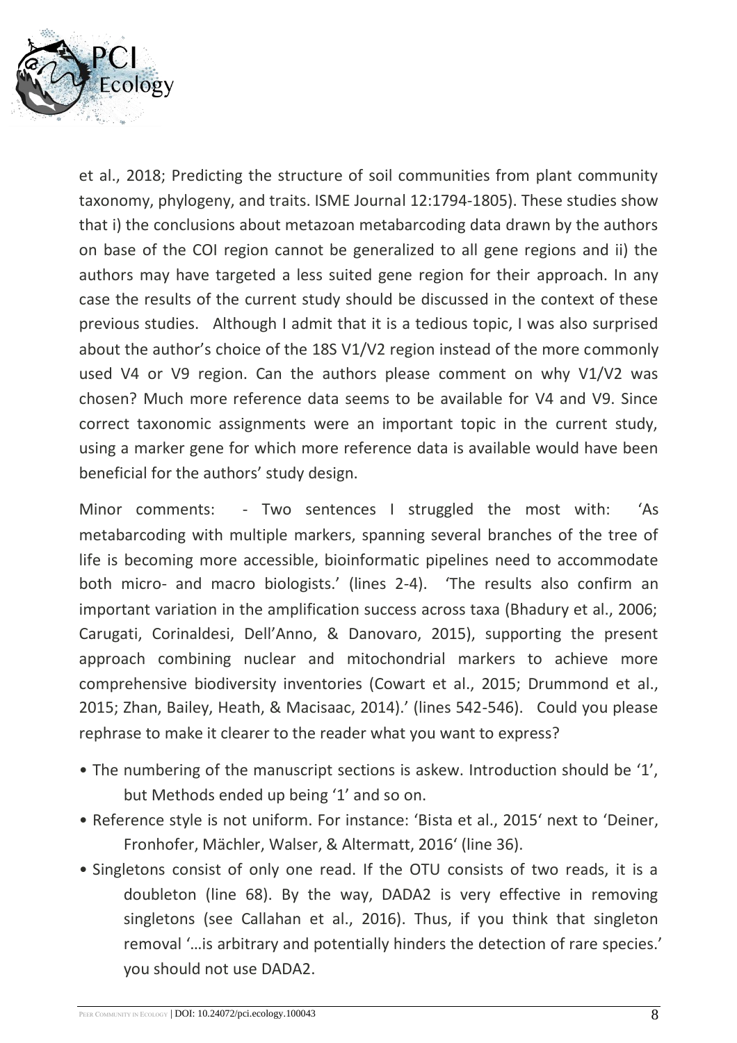et al., 2018; Predicting the structure of soil communities from plant community taxonomy, phylogeny, and traits. ISME Journal 12:1794-1805). These studies show that i) the conclusions about metazoan metabarcoding data drawn by the authors on base of the COI region cannot be generalized to all gene regions and ii) the authors may have targeted a less suited gene region for their approach. In any case the results of the current study should be discussed in the context of these previous studies. Although I admit that it is a tedious topic, I was also surprised about the author's choice of the 18S V1/V2 region instead of the more commonly used V4 or V9 region. Can the authors please comment on why V1/V2 was chosen? Much more reference data seems to be available for V4 and V9. Since correct taxonomic assignments were an important topic in the current study, using a marker gene for which more reference data is available would have been beneficial for the authors' study design.

Minor comments: - Two sentences I struggled the most with: 'As metabarcoding with multiple markers, spanning several branches of the tree of life is becoming more accessible, bioinformatic pipelines need to accommodate both micro- and macro biologists.' (lines 2-4). 'The results also confirm an important variation in the amplification success across taxa (Bhadury et al., 2006; Carugati, Corinaldesi, Dell'Anno, & Danovaro, 2015), supporting the present approach combining nuclear and mitochondrial markers to achieve more comprehensive biodiversity inventories (Cowart et al., 2015; Drummond et al., 2015; Zhan, Bailey, Heath, & Macisaac, 2014).' (lines 542-546). Could you please rephrase to make it clearer to the reader what you want to express?

- The numbering of the manuscript sections is askew. Introduction should be '1', but Methods ended up being '1' and so on.
- Reference style is not uniform. For instance: 'Bista et al., 2015' next to 'Deiner, Fronhofer, Mächler, Walser, & Altermatt, 2016' (line 36).
- Singletons consist of only one read. If the OTU consists of two reads, it is a doubleton (line 68). By the way, DADA2 is very effective in removing singletons (see Callahan et al., 2016). Thus, if you think that singleton removal '…is arbitrary and potentially hinders the detection of rare species.' you should not use DADA2.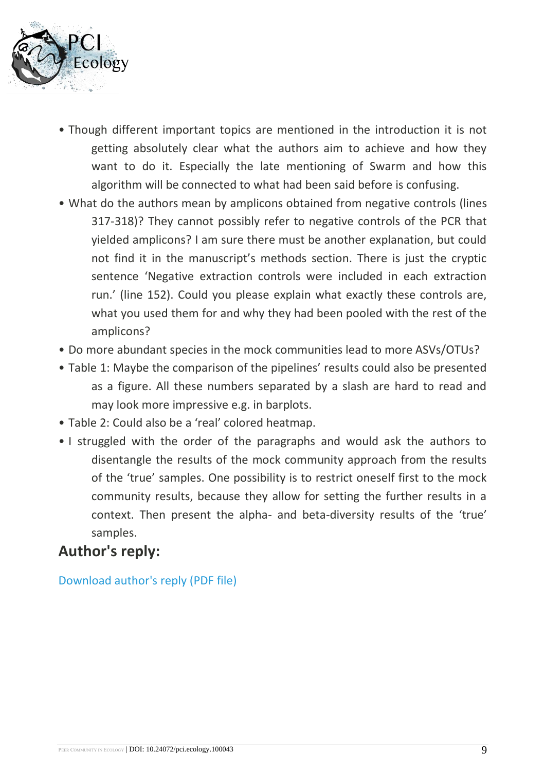- Though different important topics are mentioned in the introduction it is not getting absolutely clear what the authors aim to achieve and how they want to do it. Especially the late mentioning of Swarm and how this algorithm will be connected to what had been said before is confusing.
- What do the authors mean by amplicons obtained from negative controls (lines 317-318)? They cannot possibly refer to negative controls of the PCR that yielded amplicons? I am sure there must be another explanation, but could not find it in the manuscript's methods section. There is just the cryptic sentence 'Negative extraction controls were included in each extraction run.' (line 152). Could you please explain what exactly these controls are, what you used them for and why they had been pooled with the rest of the amplicons?
- Do more abundant species in the mock communities lead to more ASVs/OTUs?
- Table 1: Maybe the comparison of the pipelines' results could also be presented as a figure. All these numbers separated by a slash are hard to read and may look more impressive e.g. in barplots.
- Table 2: Could also be a 'real' colored heatmap.
- I struggled with the order of the paragraphs and would ask the authors to disentangle the results of the mock community approach from the results of the 'true' samples. One possibility is to restrict oneself first to the mock community results, because they allow for setting the further results in a context. Then present the alpha- and beta-diversity results of the 'true' samples.

## Author's reply:

Download author's reply (PDF file)